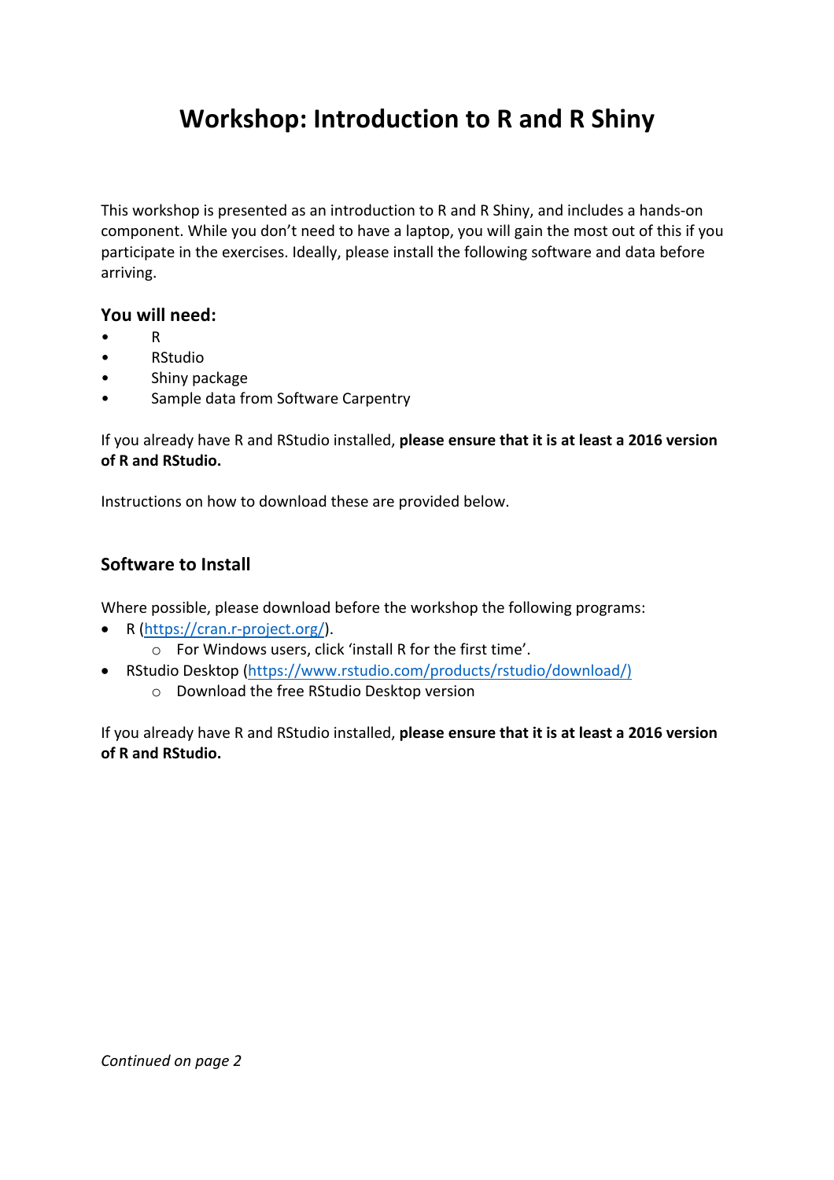# Workshop: Introduction to R and R Shiny

This workshop is presented as an introduction to R and R Shiny, and includes a hands-on component. While you don't need to have a laptop, you will gain the most out of this if you participate in the exercises. Ideally, please install the following software and data before arriving.

### You will need:

- R
- RStudio
- Shiny package
- Sample data from Software Carpentry

If you already have R and RStudio installed, **please ensure that it is at least a 2016 version of R and RStudio.**

Instructions on how to download these are provided below.

### Software to Install

Where possible, please download before the workshop the following programs:

- R (https://cran.r-project.org/).
  - For Windows users, click 'install R for the first time'.
- RStudio Desktop (https://www.rstudio.com/products/rstudio/download/)
  - Download the free RStudio Desktop version

If you already have R and RStudio installed, **please ensure that it is at least a 2016 version of R and RStudio.**

*Continued on page 2*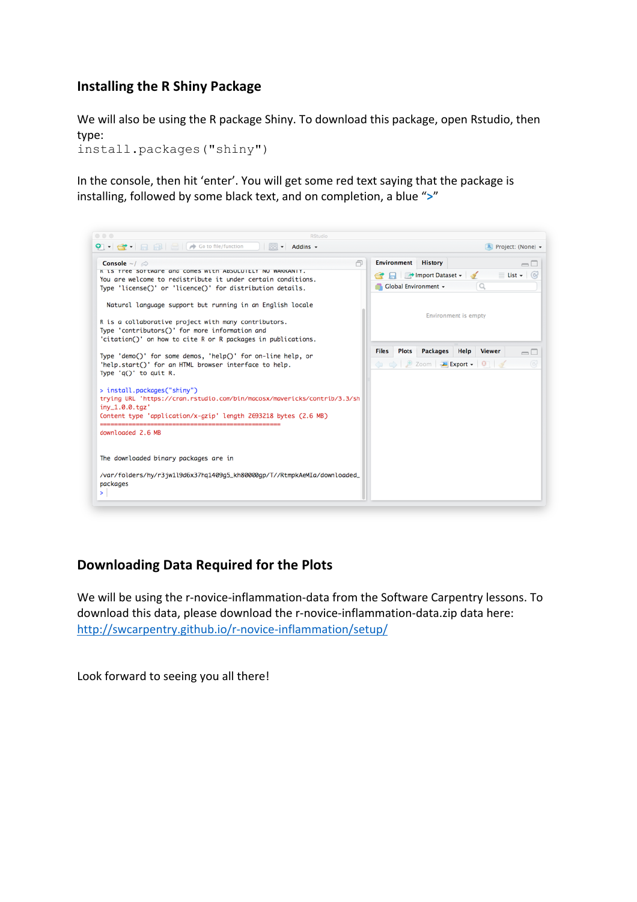## Installing the R Shiny Package

We will also be using the R package Shiny. To download this package, open Rstudio, then type:

```
install.packages("shiny")
```

In the console, then hit 'enter'. You will get some red text saying that the package is installing, followed by some black text, and on completion, a blue ">"

## Downloading Data Required for the Plots

We will be using the r-novice-inflammation-data from the Software Carpentry lessons. To download this data, please download the r-novice-inflammation-data.zip data here: http://swcarpentry.github.io/r-novice-inflammation/setup/

Look forward to seeing you all there!